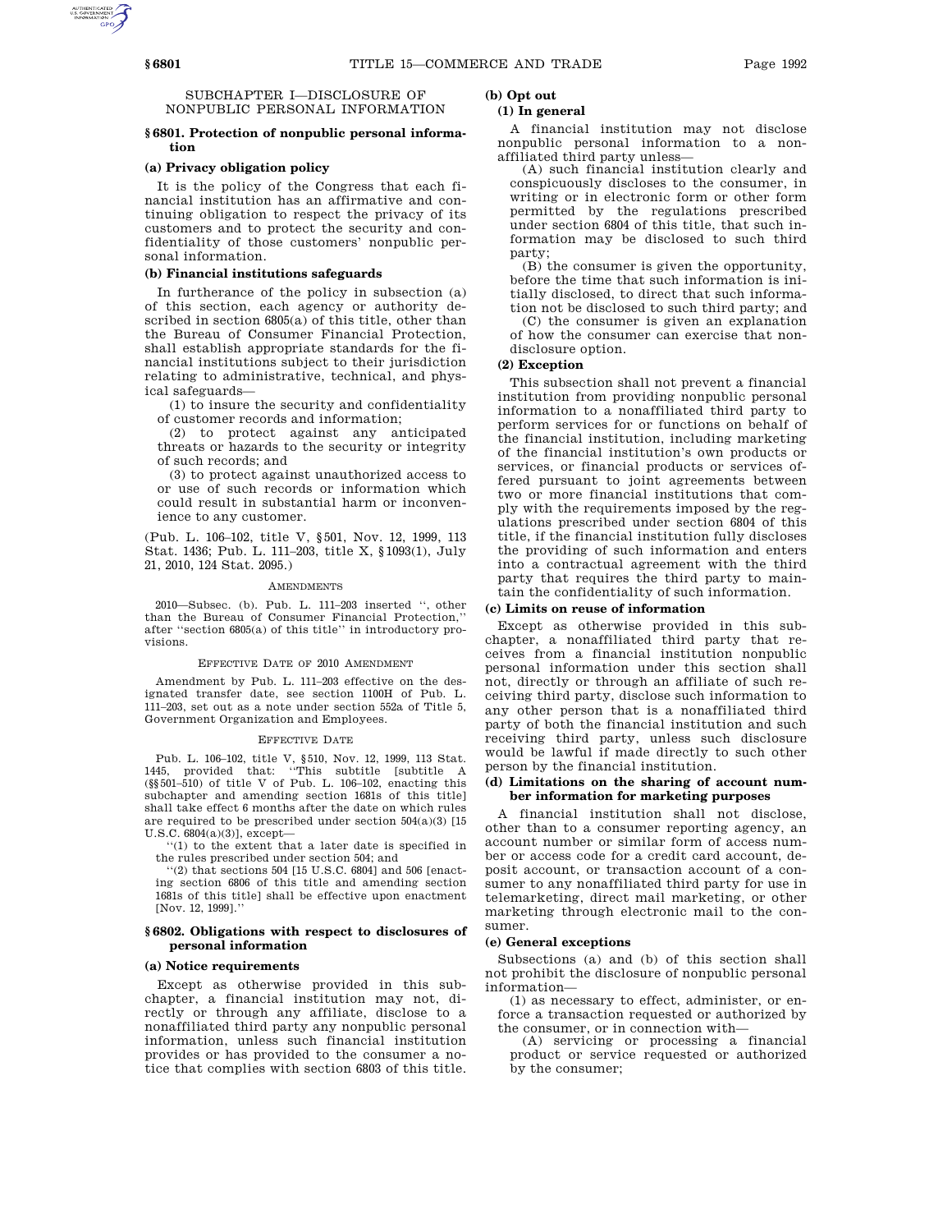## SUBCHAPTER I—DISCLOSURE OF NONPUBLIC PERSONAL INFORMATION

### § 6801. Protection of nonpublic personal information

#### (a) Privacy obligation policy

It is the policy of the Congress that each financial institution has an affirmative and continuing obligation to respect the privacy of its customers and to protect the security and confidentiality of those customers' nonpublic personal information.

#### (b) Financial institutions safeguards

In furtherance of the policy in subsection (a) of this section, each agency or authority described in section 6805(a) of this title, other than the Bureau of Consumer Financial Protection, shall establish appropriate standards for the financial institutions subject to their jurisdiction relating to administrative, technical, and physical safeguards—

(1) to insure the security and confidentiality of customer records and information;

(2) to protect against any anticipated threats or hazards to the security or integrity of such records; and

(3) to protect against unauthorized access to or use of such records or information which could result in substantial harm or inconvenience to any customer.

(Pub. L. 106–102, title V, § 501, Nov. 12, 1999, 113 Stat. 1436; Pub. L. 111–203, title X, § 1093(1), July 21, 2010, 124 Stat. 2095.)

AMENDMENTS

2010—Subsec. (b). Pub. L. 111–203 inserted '', other than the Bureau of Consumer Financial Protection,'' after ''section 6805(a) of this title'' in introductory provisions.

EFFECTIVE DATE OF 2010 AMENDMENT

Amendment by Pub. L. 111–203 effective on the designated transfer date, see section 1100H of Pub. L. 111–203, set out as a note under section 552a of Title 5, Government Organization and Employees.

EFFECTIVE DATE

Pub. L. 106–102, title V, § 510, Nov. 12, 1999, 113 Stat. 1445, provided that: ''This subtitle [subtitle A (§§ 501–510) of title V of Pub. L. 106–102, enacting this subchapter and amending section 1681s of this title] shall take effect 6 months after the date on which rules are required to be prescribed under section 504(a)(3) [15 U.S.C. 6804(a)(3)], except—

''(1) to the extent that a later date is specified in the rules prescribed under section 504; and

''(2) that sections 504 [15 U.S.C. 6804] and 506 [enacting section 6806 of this title and amending section 1681s of this title] shall be effective upon enactment [Nov. 12, 1999].''

### § 6802. Obligations with respect to disclosures of personal information

#### (a) Notice requirements

Except as otherwise provided in this subchapter, a financial institution may not, directly or through any affiliate, disclose to a nonaffiliated third party any nonpublic personal information, unless such financial institution provides or has provided to the consumer a notice that complies with section 6803 of this title.

#### (b) Opt out

##### (1) In general

A financial institution may not disclose nonpublic personal information to a nonaffiliated third party unless—

(A) such financial institution clearly and conspicuously discloses to the consumer, in writing or in electronic form or other form permitted by the regulations prescribed under section 6804 of this title, that such information may be disclosed to such third party;

(B) the consumer is given the opportunity, before the time that such information is initially disclosed, to direct that such information not be disclosed to such third party; and

(C) the consumer is given an explanation of how the consumer can exercise that nondisclosure option.

##### (2) Exception

This subsection shall not prevent a financial institution from providing nonpublic personal information to a nonaffiliated third party to perform services for or functions on behalf of the financial institution, including marketing of the financial institution's own products or services, or financial products or services offered pursuant to joint agreements between two or more financial institutions that comply with the requirements imposed by the regulations prescribed under section 6804 of this title, if the financial institution fully discloses the providing of such information and enters into a contractual agreement with the third party that requires the third party to maintain the confidentiality of such information.

#### (c) Limits on reuse of information

Except as otherwise provided in this subchapter, a nonaffiliated third party that receives from a financial institution nonpublic personal information under this section shall not, directly or through an affiliate of such receiving third party, disclose such information to any other person that is a nonaffiliated third party of both the financial institution and such receiving third party, unless such disclosure would be lawful if made directly to such other person by the financial institution.

#### (d) Limitations on the sharing of account number information for marketing purposes

A financial institution shall not disclose, other than to a consumer reporting agency, an account number or similar form of access number or access code for a credit card account, deposit account, or transaction account of a consumer to any nonaffiliated third party for use in telemarketing, direct mail marketing, or other marketing through electronic mail to the consumer.

#### (e) General exceptions

Subsections (a) and (b) of this section shall not prohibit the disclosure of nonpublic personal information—

(1) as necessary to effect, administer, or enforce a transaction requested or authorized by the consumer, or in connection with—

(A) servicing or processing a financial product or service requested or authorized by the consumer;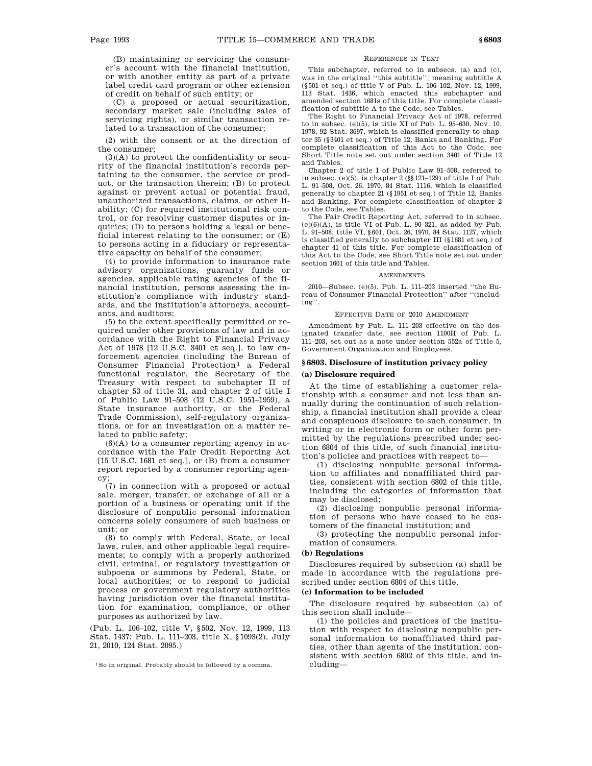(B) maintaining or servicing the consumer's account with the financial institution, or with another entity as part of a private label credit card program or other extension of credit on behalf of such entity; or

(C) a proposed or actual securitization, secondary market sale (including sales of servicing rights), or similar transaction related to a transaction of the consumer;

(2) with the consent or at the direction of the consumer;

(3)(A) to protect the confidentiality or security of the financial institution's records pertaining to the consumer, the service or product, or the transaction therein; (B) to protect against or prevent actual or potential fraud, unauthorized transactions, claims, or other liability; (C) for required institutional risk control, or for resolving customer disputes or inquiries; (D) to persons holding a legal or beneficial interest relating to the consumer; or (E) to persons acting in a fiduciary or representative capacity on behalf of the consumer;

(4) to provide information to insurance rate advisory organizations, guaranty funds or agencies, applicable rating agencies of the financial institution, persons assessing the institution's compliance with industry standards, and the institution's attorneys, accountants, and auditors;

(5) to the extent specifically permitted or required under other provisions of law and in accordance with the Right to Financial Privacy Act of 1978 [12 U.S.C. 3401 et seq.], to law enforcement agencies (including the Bureau of Consumer Financial Protection[1] a Federal functional regulator, the Secretary of the Treasury with respect to subchapter II of chapter 53 of title 31, and chapter 2 of title I of Public Law 91–508 (12 U.S.C. 1951–1959), a State insurance authority, or the Federal Trade Commission), self-regulatory organizations, or for an investigation on a matter related to public safety;

(6)(A) to a consumer reporting agency in accordance with the Fair Credit Reporting Act [15 U.S.C. 1681 et seq.], or (B) from a consumer report reported by a consumer reporting agency;

(7) in connection with a proposed or actual sale, merger, transfer, or exchange of all or a portion of a business or operating unit if the disclosure of nonpublic personal information concerns solely consumers of such business or unit; or

(8) to comply with Federal, State, or local laws, rules, and other applicable legal requirements; to comply with a properly authorized civil, criminal, or regulatory investigation or subpoena or summons by Federal, State, or local authorities; or to respond to judicial process or government regulatory authorities having jurisdiction over the financial institution for examination, compliance, or other purposes as authorized by law.

(Pub. L. 106–102, title V, §502, Nov. 12, 1999, 113 Stat. 1437; Pub. L. 111–203, title X, §1093(2), July 21, 2010, 124 Stat. 2095.)

[1] So in original. Probably should be followed by a comma.

REFERENCES IN TEXT

This subchapter, referred to in subsecs. (a) and (c), was in the original "this subtitle", meaning subtitle A (§501 et seq.) of title V of Pub. L. 106–102, Nov. 12, 1999, 113 Stat. 1436, which enacted this subchapter and amended section 1681s of this title. For complete classification of subtitle A to the Code, see Tables.

The Right to Financial Privacy Act of 1978, referred to in subsec. (e)(5), is title XI of Pub. L. 95–630, Nov. 10, 1978, 92 Stat. 3697, which is classified generally to chapter 35 (§3401 et seq.) of Title 12, Banks and Banking. For complete classification of this Act to the Code, see Short Title note set out under section 3401 of Title 12 and Tables.

Chapter 2 of title I of Public Law 91–508, referred to in subsec. (e)(5), is chapter 2 (§§121–129) of title I of Pub. L. 91–508, Oct. 26, 1970, 84 Stat. 1116, which is classified generally to chapter 21 (§1951 et seq.) of Title 12, Banks and Banking. For complete classification of chapter 2 to the Code, see Tables.

The Fair Credit Reporting Act, referred to in subsec. (e)(6)(A), is title VI of Pub. L. 90–321, as added by Pub. L. 91–508, title VI, §601, Oct. 26, 1970, 84 Stat. 1127, which is classified generally to subchapter III (§1681 et seq.) of chapter 41 of this title. For complete classification of this Act to the Code, see Short Title note set out under section 1601 of this title and Tables.

AMENDMENTS

2010—Subsec. (e)(5). Pub. L. 111–203 inserted "the Bureau of Consumer Financial Protection" after "(including".

EFFECTIVE DATE OF 2010 AMENDMENT

Amendment by Pub. L. 111–203 effective on the designated transfer date, see section 1100H of Pub. L. 111–203, set out as a note under section 552a of Title 5, Government Organization and Employees.

## §6803. Disclosure of institution privacy policy

### (a) Disclosure required

At the time of establishing a customer relationship with a consumer and not less than annually during the continuation of such relationship, a financial institution shall provide a clear and conspicuous disclosure to such consumer, in writing or in electronic form or other form permitted by the regulations prescribed under section 6804 of this title, of such financial institution's policies and practices with respect to—

(1) disclosing nonpublic personal information to affiliates and nonaffiliated third parties, consistent with section 6802 of this title, including the categories of information that may be disclosed;

(2) disclosing nonpublic personal information of persons who have ceased to be customers of the financial institution; and

(3) protecting the nonpublic personal information of consumers.

### (b) Regulations

Disclosures required by subsection (a) shall be made in accordance with the regulations prescribed under section 6804 of this title.

### (c) Information to be included

The disclosure required by subsection (a) of this section shall include—

(1) the policies and practices of the institution with respect to disclosing nonpublic personal information to nonaffiliated third parties, other than agents of the institution, consistent with section 6802 of this title, and including—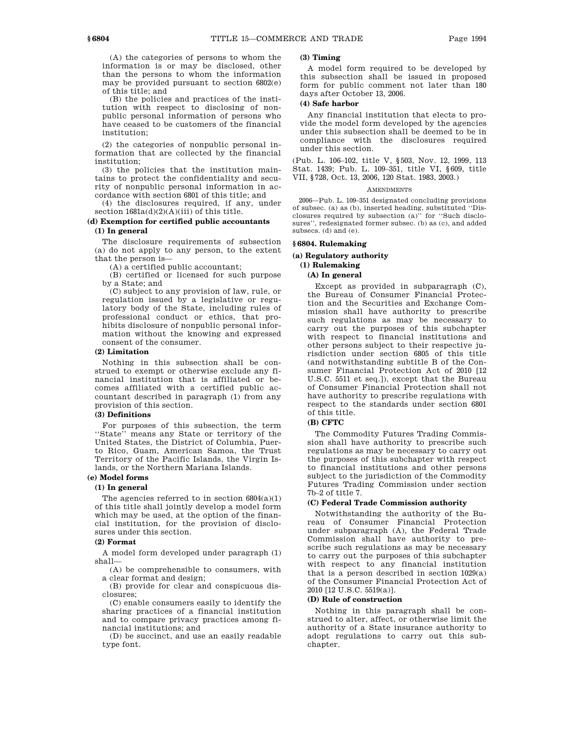(A) the categories of persons to whom the information is or may be disclosed, other than the persons to whom the information may be provided pursuant to section 6802(e) of this title; and

(B) the policies and practices of the institution with respect to disclosing of nonpublic personal information of persons who have ceased to be customers of the financial institution;

(2) the categories of nonpublic personal information that are collected by the financial institution;

(3) the policies that the institution maintains to protect the confidentiality and security of nonpublic personal information in accordance with section 6801 of this title; and

(4) the disclosures required, if any, under section 1681a(d)(2)(A)(iii) of this title.

**(d) Exemption for certified public accountants**

**(1) In general**

The disclosure requirements of subsection (a) do not apply to any person, to the extent that the person is—

(A) a certified public accountant;

(B) certified or licensed for such purpose by a State; and

(C) subject to any provision of law, rule, or regulation issued by a legislative or regulatory body of the State, including rules of professional conduct or ethics, that prohibits disclosure of nonpublic personal information without the knowing and expressed consent of the consumer.

**(2) Limitation**

Nothing in this subsection shall be construed to exempt or otherwise exclude any financial institution that is affiliated or becomes affiliated with a certified public accountant described in paragraph (1) from any provision of this section.

**(3) Definitions**

For purposes of this subsection, the term ''State'' means any State or territory of the United States, the District of Columbia, Puerto Rico, Guam, American Samoa, the Trust Territory of the Pacific Islands, the Virgin Islands, or the Northern Mariana Islands.

**(e) Model forms**

**(1) In general**

The agencies referred to in section 6804(a)(1) of this title shall jointly develop a model form which may be used, at the option of the financial institution, for the provision of disclosures under this section.

**(2) Format**

A model form developed under paragraph (1) shall—

(A) be comprehensible to consumers, with a clear format and design;

(B) provide for clear and conspicuous disclosures;

(C) enable consumers easily to identify the sharing practices of a financial institution and to compare privacy practices among financial institutions; and

(D) be succinct, and use an easily readable type font.

**(3) Timing**

A model form required to be developed by this subsection shall be issued in proposed form for public comment not later than 180 days after October 13, 2006.

**(4) Safe harbor**

Any financial institution that elects to provide the model form developed by the agencies under this subsection shall be deemed to be in compliance with the disclosures required under this section.

(Pub. L. 106–102, title V, §503, Nov. 12, 1999, 113 Stat. 1439; Pub. L. 109–351, title VI, §609, title VII, §728, Oct. 13, 2006, 120 Stat. 1983, 2003.)

AMENDMENTS

2006—Pub. L. 109–351 designated concluding provisions of subsec. (a) as (b), inserted heading, substituted ''Disclosures required by subsection (a)'' for ''Such disclosures'', redesignated former subsec. (b) as (c), and added subsecs. (d) and (e).

## § 6804. Rulemaking

**(a) Regulatory authority**

**(1) Rulemaking**

**(A) In general**

Except as provided in subparagraph (C), the Bureau of Consumer Financial Protection and the Securities and Exchange Commission shall have authority to prescribe such regulations as may be necessary to carry out the purposes of this subchapter with respect to financial institutions and other persons subject to their respective jurisdiction under section 6805 of this title (and notwithstanding subtitle B of the Consumer Financial Protection Act of 2010 [12 U.S.C. 5511 et seq.]), except that the Bureau of Consumer Financial Protection shall not have authority to prescribe regulations with respect to the standards under section 6801 of this title.

**(B) CFTC**

The Commodity Futures Trading Commission shall have authority to prescribe such regulations as may be necessary to carry out the purposes of this subchapter with respect to financial institutions and other persons subject to the jurisdiction of the Commodity Futures Trading Commission under section 7b–2 of title 7.

**(C) Federal Trade Commission authority**

Notwithstanding the authority of the Bureau of Consumer Financial Protection under subparagraph (A), the Federal Trade Commission shall have authority to prescribe such regulations as may be necessary to carry out the purposes of this subchapter with respect to any financial institution that is a person described in section 1029(a) of the Consumer Financial Protection Act of 2010 [12 U.S.C. 5519(a)].

**(D) Rule of construction**

Nothing in this paragraph shall be construed to alter, affect, or otherwise limit the authority of a State insurance authority to adopt regulations to carry out this subchapter.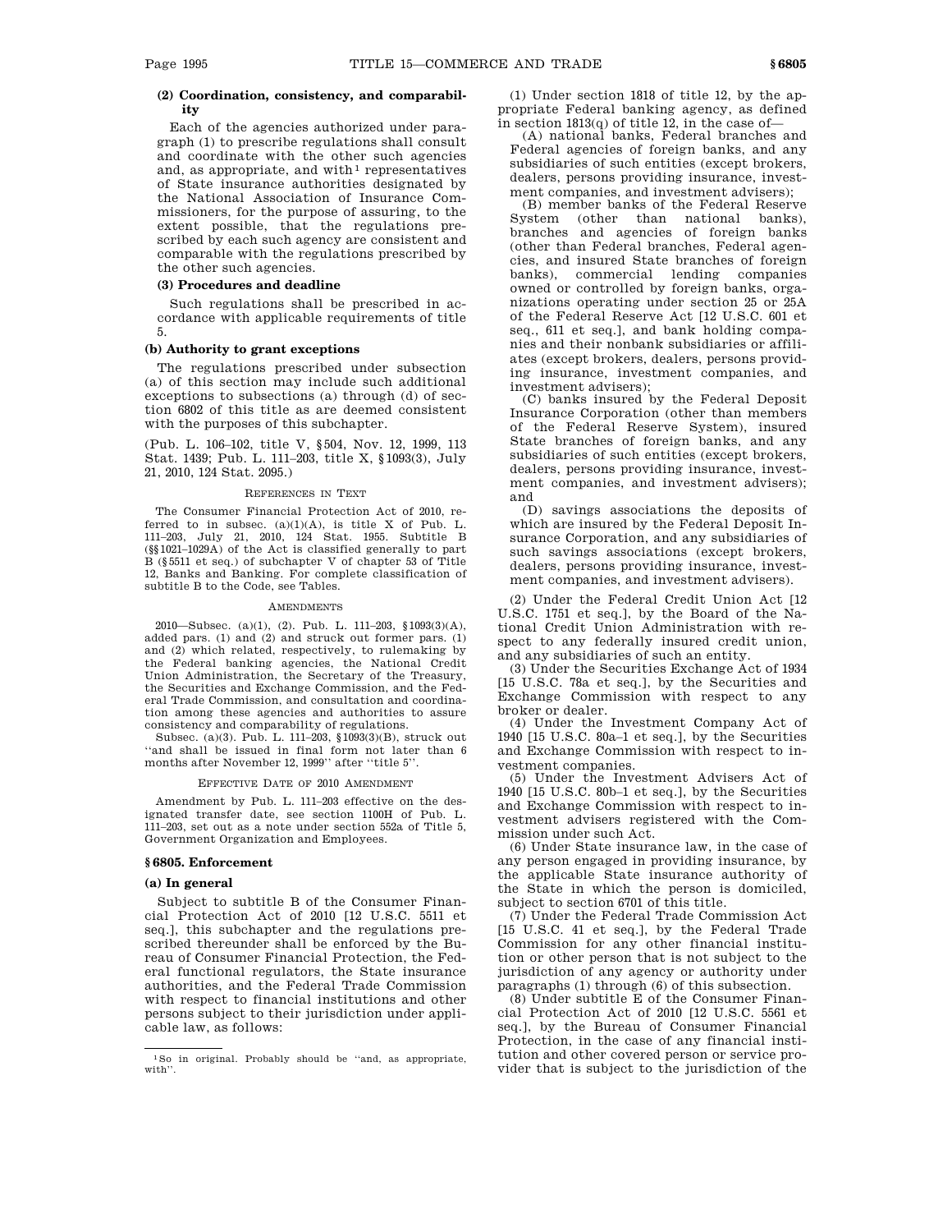**(2) Coordination, consistency, and comparability**

Each of the agencies authorized under paragraph (1) to prescribe regulations shall consult and coordinate with the other such agencies and, as appropriate, and with[1] representatives of State insurance authorities designated by the National Association of Insurance Commissioners, for the purpose of assuring, to the extent possible, that the regulations prescribed by each such agency are consistent and comparable with the regulations prescribed by the other such agencies.

**(3) Procedures and deadline**

Such regulations shall be prescribed in accordance with applicable requirements of title 5.

**(b) Authority to grant exceptions**

The regulations prescribed under subsection (a) of this section may include such additional exceptions to subsections (a) through (d) of section 6802 of this title as are deemed consistent with the purposes of this subchapter.

(Pub. L. 106–102, title V, §504, Nov. 12, 1999, 113 Stat. 1439; Pub. L. 111–203, title X, §1093(3), July 21, 2010, 124 Stat. 2095.)

REFERENCES IN TEXT

The Consumer Financial Protection Act of 2010, referred to in subsec. (a)(1)(A), is title X of Pub. L. 111–203, July 21, 2010, 124 Stat. 1955. Subtitle B (§§1021–1029A) of the Act is classified generally to part B (§5511 et seq.) of subchapter V of chapter 53 of Title 12, Banks and Banking. For complete classification of subtitle B to the Code, see Tables.

AMENDMENTS

2010—Subsec. (a)(1), (2). Pub. L. 111–203, §1093(3)(A), added pars. (1) and (2) and struck out former pars. (1) and (2) which related, respectively, to rulemaking by the Federal banking agencies, the National Credit Union Administration, the Secretary of the Treasury, the Securities and Exchange Commission, and the Federal Trade Commission, and consultation and coordination among these agencies and authorities to assure consistency and comparability of regulations.

Subsec. (a)(3). Pub. L. 111–203, §1093(3)(B), struck out "and shall be issued in final form not later than 6 months after November 12, 1999" after "title 5".

EFFECTIVE DATE OF 2010 AMENDMENT

Amendment by Pub. L. 111–203 effective on the designated transfer date, see section 1100H of Pub. L. 111–203, set out as a note under section 552a of Title 5, Government Organization and Employees.

[1] So in original. Probably should be "and, as appropriate, with".

## §6805. Enforcement

**(a) In general**

Subject to subtitle B of the Consumer Financial Protection Act of 2010 [12 U.S.C. 5511 et seq.], this subchapter and the regulations prescribed thereunder shall be enforced by the Bureau of Consumer Financial Protection, the Federal functional regulators, the State insurance authorities, and the Federal Trade Commission with respect to financial institutions and other persons subject to their jurisdiction under applicable law, as follows:

(1) Under section 1818 of title 12, by the appropriate Federal banking agency, as defined in section 1813(q) of title 12, in the case of—

(A) national banks, Federal branches and Federal agencies of foreign banks, and any subsidiaries of such entities (except brokers, dealers, persons providing insurance, investment companies, and investment advisers);

(B) member banks of the Federal Reserve System (other than national banks), branches and agencies of foreign banks (other than Federal branches, Federal agencies, and insured State branches of foreign banks), commercial lending companies owned or controlled by foreign banks, organizations operating under section 25 or 25A of the Federal Reserve Act [12 U.S.C. 601 et seq., 611 et seq.], and bank holding companies and their nonbank subsidiaries or affiliates (except brokers, dealers, persons providing insurance, investment companies, and investment advisers);

(C) banks insured by the Federal Deposit Insurance Corporation (other than members of the Federal Reserve System), insured State branches of foreign banks, and any subsidiaries of such entities (except brokers, dealers, persons providing insurance, investment companies, and investment advisers); and

(D) savings associations the deposits of which are insured by the Federal Deposit Insurance Corporation, and any subsidiaries of such savings associations (except brokers, dealers, persons providing insurance, investment companies, and investment advisers).

(2) Under the Federal Credit Union Act [12 U.S.C. 1751 et seq.], by the Board of the National Credit Union Administration with respect to any federally insured credit union, and any subsidiaries of such an entity.

(3) Under the Securities Exchange Act of 1934 [15 U.S.C. 78a et seq.], by the Securities and Exchange Commission with respect to any broker or dealer.

(4) Under the Investment Company Act of 1940 [15 U.S.C. 80a–1 et seq.], by the Securities and Exchange Commission with respect to investment companies.

(5) Under the Investment Advisers Act of 1940 [15 U.S.C. 80b–1 et seq.], by the Securities and Exchange Commission with respect to investment advisers registered with the Commission under such Act.

(6) Under State insurance law, in the case of any person engaged in providing insurance, by the applicable State insurance authority of the State in which the person is domiciled, subject to section 6701 of this title.

(7) Under the Federal Trade Commission Act [15 U.S.C. 41 et seq.], by the Federal Trade Commission for any other financial institution or other person that is not subject to the jurisdiction of any agency or authority under paragraphs (1) through (6) of this subsection.

(8) Under subtitle E of the Consumer Financial Protection Act of 2010 [12 U.S.C. 5561 et seq.], by the Bureau of Consumer Financial Protection, in the case of any financial institution and other covered person or service provider that is subject to the jurisdiction of the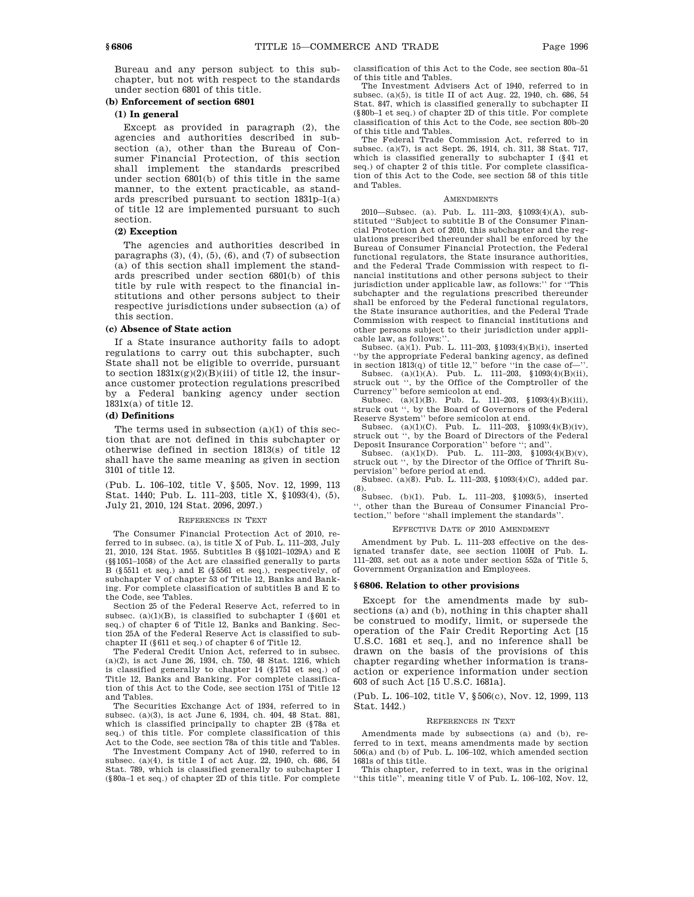Bureau and any person subject to this subchapter, but not with respect to the standards under section 6801 of this title.

**(b) Enforcement of section 6801**

**(1) In general**

Except as provided in paragraph (2), the agencies and authorities described in subsection (a), other than the Bureau of Consumer Financial Protection, of this section shall implement the standards prescribed under section 6801(b) of this title in the same manner, to the extent practicable, as standards prescribed pursuant to section 1831p–1(a) of title 12 are implemented pursuant to such section.

**(2) Exception**

The agencies and authorities described in paragraphs (3), (4), (5), (6), and (7) of subsection (a) of this section shall implement the standards prescribed under section 6801(b) of this title by rule with respect to the financial institutions and other persons subject to their respective jurisdictions under subsection (a) of this section.

**(c) Absence of State action**

If a State insurance authority fails to adopt regulations to carry out this subchapter, such State shall not be eligible to override, pursuant to section 1831x(g)(2)(B)(iii) of title 12, the insurance customer protection regulations prescribed by a Federal banking agency under section 1831x(a) of title 12.

**(d) Definitions**

The terms used in subsection (a)(1) of this section that are not defined in this subchapter or otherwise defined in section 1813(s) of title 12 shall have the same meaning as given in section 3101 of title 12.

(Pub. L. 106–102, title V, §505, Nov. 12, 1999, 113 Stat. 1440; Pub. L. 111–203, title X, §1093(4), (5), July 21, 2010, 124 Stat. 2096, 2097.)

REFERENCES IN TEXT

The Consumer Financial Protection Act of 2010, referred to in subsec. (a), is title X of Pub. L. 111–203, July 21, 2010, 124 Stat. 1955. Subtitles B (§§1021–1029A) and E (§§1051–1058) of the Act are classified generally to parts B (§5511 et seq.) and E (§5561 et seq.), respectively, of subchapter V of chapter 53 of Title 12, Banks and Banking. For complete classification of subtitles B and E to the Code, see Tables.

Section 25 of the Federal Reserve Act, referred to in subsec. (a)(1)(B), is classified to subchapter I (§601 et seq.) of chapter 6 of Title 12, Banks and Banking. Section 25A of the Federal Reserve Act is classified to subchapter II (§611 et seq.) of chapter 6 of Title 12.

The Federal Credit Union Act, referred to in subsec. (a)(2), is act June 26, 1934, ch. 750, 48 Stat. 1216, which is classified generally to chapter 14 (§1751 et seq.) of Title 12, Banks and Banking. For complete classification of this Act to the Code, see section 1751 of Title 12 and Tables.

The Securities Exchange Act of 1934, referred to in subsec. (a)(3), is act June 6, 1934, ch. 404, 48 Stat. 881, which is classified principally to chapter 2B (§78a et seq.) of this title. For complete classification of this Act to the Code, see section 78a of this title and Tables.

The Investment Company Act of 1940, referred to in subsec. (a)(4), is title I of act Aug. 22, 1940, ch. 686, 54 Stat. 789, which is classified generally to subchapter I (§80a–1 et seq.) of chapter 2D of this title. For complete classification of this Act to the Code, see section 80a–51 of this title and Tables.

The Investment Advisers Act of 1940, referred to in subsec. (a)(5), is title II of act Aug. 22, 1940, ch. 686, 54 Stat. 847, which is classified generally to subchapter II (§80b–1 et seq.) of chapter 2D of this title. For complete classification of this Act to the Code, see section 80b–20 of this title and Tables.

The Federal Trade Commission Act, referred to in subsec. (a)(7), is act Sept. 26, 1914, ch. 311, 38 Stat. 717, which is classified generally to subchapter I (§41 et seq.) of chapter 2 of this title. For complete classification of this Act to the Code, see section 58 of this title and Tables.

AMENDMENTS

2010—Subsec. (a). Pub. L. 111–203, §1093(4)(A), substituted "Subject to subtitle B of the Consumer Financial Protection Act of 2010, this subchapter and the regulations prescribed thereunder shall be enforced by the Bureau of Consumer Financial Protection, the Federal functional regulators, the State insurance authorities, and the Federal Trade Commission with respect to financial institutions and other persons subject to their jurisdiction under applicable law, as follows:" for "This subchapter and the regulations prescribed thereunder shall be enforced by the Federal functional regulators, the State insurance authorities, and the Federal Trade Commission with respect to financial institutions and other persons subject to their jurisdiction under applicable law, as follows:".

Subsec. (a)(1). Pub. L. 111–203, §1093(4)(B)(i), inserted "by the appropriate Federal banking agency, as defined in section 1813(q) of title 12," before "in the case of—".

Subsec. (a)(1)(A). Pub. L. 111–203, §1093(4)(B)(ii), struck out ", by the Office of the Comptroller of the Currency" before semicolon at end.

Subsec. (a)(1)(B). Pub. L. 111–203, §1093(4)(B)(iii), struck out ", by the Board of Governors of the Federal Reserve System" before semicolon at end.

Subsec. (a)(1)(C). Pub. L. 111–203, §1093(4)(B)(iv), struck out ", by the Board of Directors of the Federal Deposit Insurance Corporation" before "; and".

Subsec. (a)(1)(D). Pub. L. 111–203, §1093(4)(B)(v), struck out ", by the Director of the Office of Thrift Supervision" before period at end.

Subsec. (a)(8). Pub. L. 111–203, §1093(4)(C), added par. (8).

Subsec. (b)(1). Pub. L. 111–203, §1093(5), inserted ", other than the Bureau of Consumer Financial Protection," before "shall implement the standards".

EFFECTIVE DATE OF 2010 AMENDMENT

Amendment by Pub. L. 111–203 effective on the designated transfer date, see section 1100H of Pub. L. 111–203, set out as a note under section 552a of Title 5, Government Organization and Employees.

## §6806. Relation to other provisions

Except for the amendments made by subsections (a) and (b), nothing in this chapter shall be construed to modify, limit, or supersede the operation of the Fair Credit Reporting Act [15 U.S.C. 1681 et seq.], and no inference shall be drawn on the basis of the provisions of this chapter regarding whether information is transaction or experience information under section 603 of such Act [15 U.S.C. 1681a].

(Pub. L. 106–102, title V, §506(c), Nov. 12, 1999, 113 Stat. 1442.)

REFERENCES IN TEXT

Amendments made by subsections (a) and (b), referred to in text, means amendments made by section 506(a) and (b) of Pub. L. 106–102, which amended section 1681s of this title.

This chapter, referred to in text, was in the original "this title", meaning title V of Pub. L. 106–102, Nov. 12,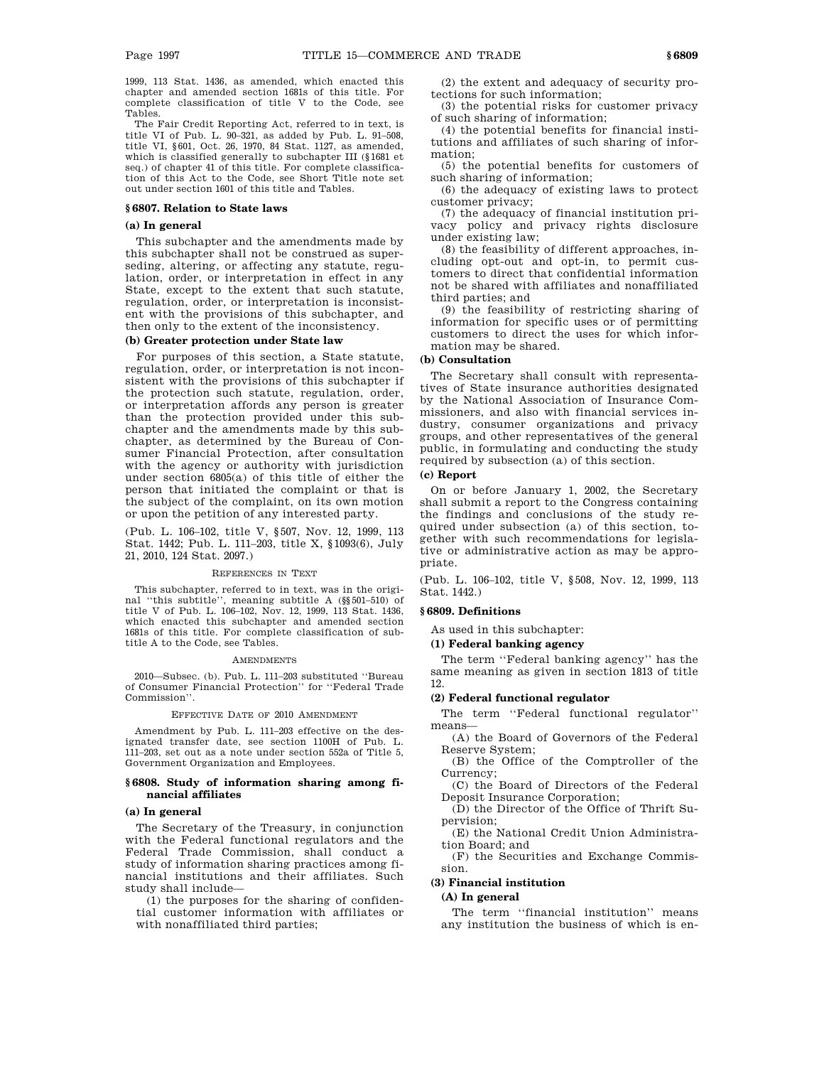1999, 113 Stat. 1436, as amended, which enacted this chapter and amended section 1681s of this title. For complete classification of title V to the Code, see Tables.

The Fair Credit Reporting Act, referred to in text, is title VI of Pub. L. 90–321, as added by Pub. L. 91–508, title VI, §601, Oct. 26, 1970, 84 Stat. 1127, as amended, which is classified generally to subchapter III (§1681 et seq.) of chapter 41 of this title. For complete classification of this Act to the Code, see Short Title note set out under section 1601 of this title and Tables.

### § 6807. Relation to State laws

#### (a) In general

This subchapter and the amendments made by this subchapter shall not be construed as superseding, altering, or affecting any statute, regulation, order, or interpretation in effect in any State, except to the extent that such statute, regulation, order, or interpretation is inconsistent with the provisions of this subchapter, and then only to the extent of the inconsistency.

#### (b) Greater protection under State law

For purposes of this section, a State statute, regulation, order, or interpretation is not inconsistent with the provisions of this subchapter if the protection such statute, regulation, order, or interpretation affords any person is greater than the protection provided under this subchapter and the amendments made by this subchapter, as determined by the Bureau of Consumer Financial Protection, after consultation with the agency or authority with jurisdiction under section 6805(a) of this title of either the person that initiated the complaint or that is the subject of the complaint, on its own motion or upon the petition of any interested party.

(Pub. L. 106–102, title V, §507, Nov. 12, 1999, 113 Stat. 1442; Pub. L. 111–203, title X, §1093(6), July 21, 2010, 124 Stat. 2097.)

REFERENCES IN TEXT

This subchapter, referred to in text, was in the original "this subtitle", meaning subtitle A (§§501–510) of title V of Pub. L. 106–102, Nov. 12, 1999, 113 Stat. 1436, which enacted this subchapter and amended section 1681s of this title. For complete classification of subtitle A to the Code, see Tables.

AMENDMENTS

2010—Subsec. (b). Pub. L. 111–203 substituted "Bureau of Consumer Financial Protection" for "Federal Trade Commission".

EFFECTIVE DATE OF 2010 AMENDMENT

Amendment by Pub. L. 111–203 effective on the designated transfer date, see section 1100H of Pub. L. 111–203, set out as a note under section 552a of Title 5, Government Organization and Employees.

### § 6808. Study of information sharing among financial affiliates

#### (a) In general

The Secretary of the Treasury, in conjunction with the Federal functional regulators and the Federal Trade Commission, shall conduct a study of information sharing practices among financial institutions and their affiliates. Such study shall include—

(1) the purposes for the sharing of confidential customer information with affiliates or with nonaffiliated third parties;

(2) the extent and adequacy of security protections for such information;

(3) the potential risks for customer privacy of such sharing of information;

(4) the potential benefits for financial institutions and affiliates of such sharing of information;

(5) the potential benefits for customers of such sharing of information;

(6) the adequacy of existing laws to protect customer privacy;

(7) the adequacy of financial institution privacy policy and privacy rights disclosure under existing law;

(8) the feasibility of different approaches, including opt-out and opt-in, to permit customers to direct that confidential information not be shared with affiliates and nonaffiliated third parties; and

(9) the feasibility of restricting sharing of information for specific uses or of permitting customers to direct the uses for which information may be shared.

#### (b) Consultation

The Secretary shall consult with representatives of State insurance authorities designated by the National Association of Insurance Commissioners, and also with financial services industry, consumer organizations and privacy groups, and other representatives of the general public, in formulating and conducting the study required by subsection (a) of this section.

#### (c) Report

On or before January 1, 2002, the Secretary shall submit a report to the Congress containing the findings and conclusions of the study required under subsection (a) of this section, together with such recommendations for legislative or administrative action as may be appropriate.

(Pub. L. 106–102, title V, §508, Nov. 12, 1999, 113 Stat. 1442.)

### § 6809. Definitions

As used in this subchapter:

#### (1) Federal banking agency

The term "Federal banking agency" has the same meaning as given in section 1813 of title 12.

#### (2) Federal functional regulator

The term "Federal functional regulator" means—

(A) the Board of Governors of the Federal Reserve System;

(B) the Office of the Comptroller of the Currency;

(C) the Board of Directors of the Federal Deposit Insurance Corporation;

(D) the Director of the Office of Thrift Supervision;

(E) the National Credit Union Administration Board; and

(F) the Securities and Exchange Commission.

#### (3) Financial institution

##### (A) In general

The term "financial institution" means any institution the business of which is en-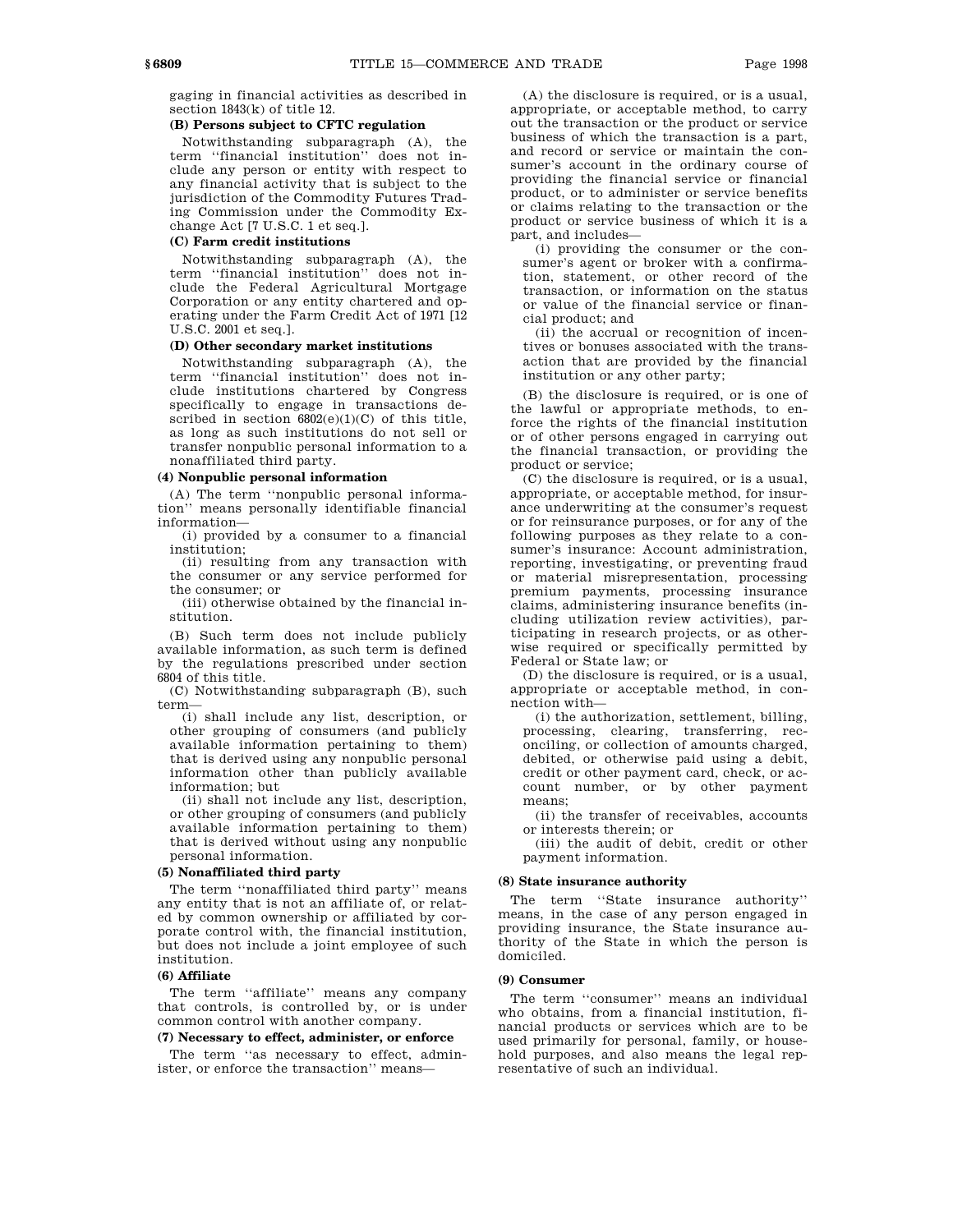gaging in financial activities as described in section 1843(k) of title 12.

**(B) Persons subject to CFTC regulation**

Notwithstanding subparagraph (A), the term ''financial institution'' does not include any person or entity with respect to any financial activity that is subject to the jurisdiction of the Commodity Futures Trading Commission under the Commodity Exchange Act [7 U.S.C. 1 et seq.].

**(C) Farm credit institutions**

Notwithstanding subparagraph (A), the term ''financial institution'' does not include the Federal Agricultural Mortgage Corporation or any entity chartered and operating under the Farm Credit Act of 1971 [12 U.S.C. 2001 et seq.].

**(D) Other secondary market institutions**

Notwithstanding subparagraph (A), the term ''financial institution'' does not include institutions chartered by Congress specifically to engage in transactions described in section 6802(e)(1)(C) of this title, as long as such institutions do not sell or transfer nonpublic personal information to a nonaffiliated third party.

**(4) Nonpublic personal information**

(A) The term ''nonpublic personal information'' means personally identifiable financial information—

(i) provided by a consumer to a financial institution;

(ii) resulting from any transaction with the consumer or any service performed for the consumer; or

(iii) otherwise obtained by the financial institution.

(B) Such term does not include publicly available information, as such term is defined by the regulations prescribed under section 6804 of this title.

(C) Notwithstanding subparagraph (B), such term—

(i) shall include any list, description, or other grouping of consumers (and publicly available information pertaining to them) that is derived using any nonpublic personal information other than publicly available information; but

(ii) shall not include any list, description, or other grouping of consumers (and publicly available information pertaining to them) that is derived without using any nonpublic personal information.

**(5) Nonaffiliated third party**

The term ''nonaffiliated third party'' means any entity that is not an affiliate of, or related by common ownership or affiliated by corporate control with, the financial institution, but does not include a joint employee of such institution.

**(6) Affiliate**

The term ''affiliate'' means any company that controls, is controlled by, or is under common control with another company.

**(7) Necessary to effect, administer, or enforce**

The term ''as necessary to effect, administer, or enforce the transaction'' means—

(A) the disclosure is required, or is a usual, appropriate, or acceptable method, to carry out the transaction or the product or service business of which the transaction is a part, and record or service or maintain the consumer's account in the ordinary course of providing the financial service or financial product, or to administer or service benefits or claims relating to the transaction or the product or service business of which it is a part, and includes—

(i) providing the consumer or the consumer's agent or broker with a confirmation, statement, or other record of the transaction, or information on the status or value of the financial service or financial product; and

(ii) the accrual or recognition of incentives or bonuses associated with the transaction that are provided by the financial institution or any other party;

(B) the disclosure is required, or is one of the lawful or appropriate methods, to enforce the rights of the financial institution or of other persons engaged in carrying out the financial transaction, or providing the product or service;

(C) the disclosure is required, or is a usual, appropriate, or acceptable method, for insurance underwriting at the consumer's request or for reinsurance purposes, or for any of the following purposes as they relate to a consumer's insurance: Account administration, reporting, investigating, or preventing fraud or material misrepresentation, processing premium payments, processing insurance claims, administering insurance benefits (including utilization review activities), participating in research projects, or as otherwise required or specifically permitted by Federal or State law; or

(D) the disclosure is required, or is a usual, appropriate or acceptable method, in connection with—

(i) the authorization, settlement, billing, processing, clearing, transferring, reconciling, or collection of amounts charged, debited, or otherwise paid using a debit, credit or other payment card, check, or account number, or by other payment means;

(ii) the transfer of receivables, accounts or interests therein; or

(iii) the audit of debit, credit or other payment information.

**(8) State insurance authority**

The term ''State insurance authority'' means, in the case of any person engaged in providing insurance, the State insurance authority of the State in which the person is domiciled.

**(9) Consumer**

The term ''consumer'' means an individual who obtains, from a financial institution, financial products or services which are to be used primarily for personal, family, or household purposes, and also means the legal representative of such an individual.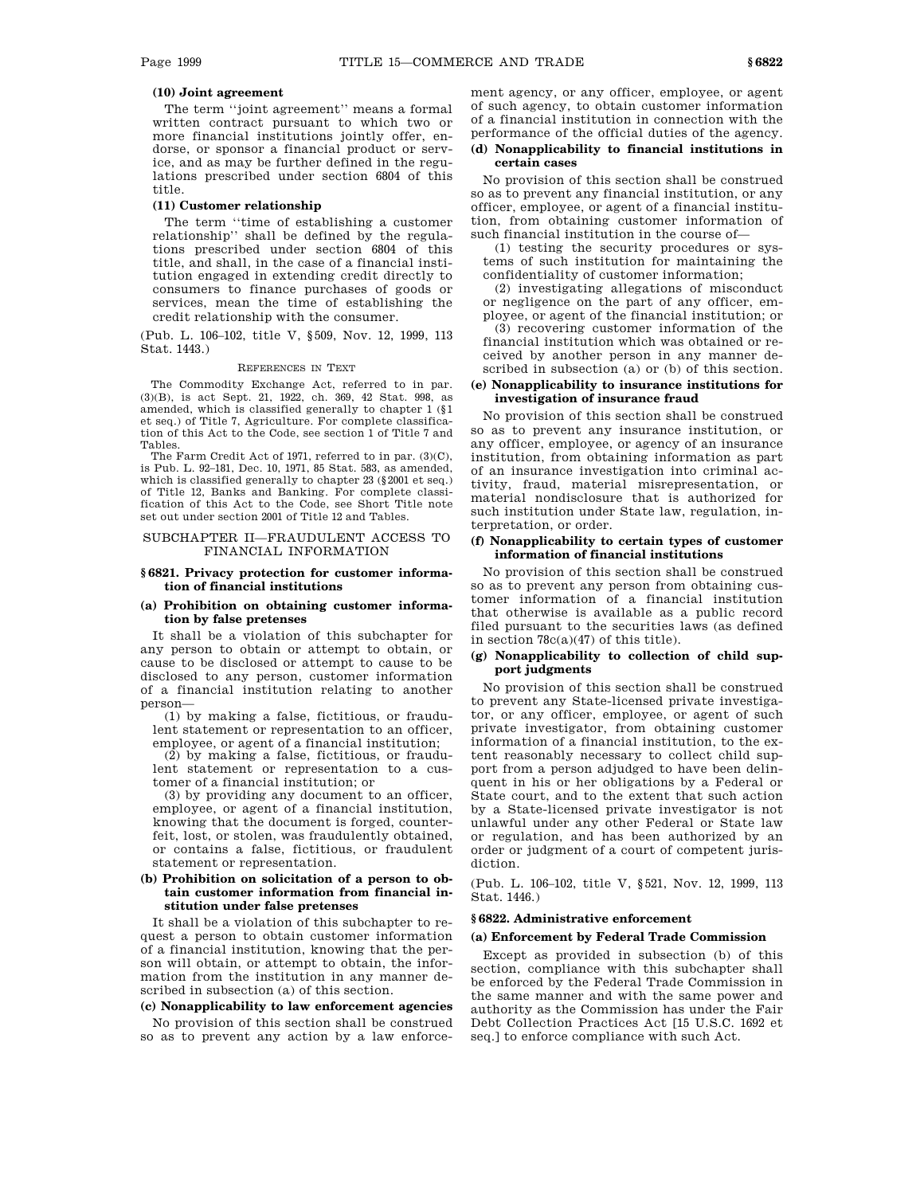**(10) Joint agreement**

The term ''joint agreement'' means a formal written contract pursuant to which two or more financial institutions jointly offer, endorse, or sponsor a financial product or service, and as may be further defined in the regulations prescribed under section 6804 of this title.

**(11) Customer relationship**

The term ''time of establishing a customer relationship'' shall be defined by the regulations prescribed under section 6804 of this title, and shall, in the case of a financial institution engaged in extending credit directly to consumers to finance purchases of goods or services, mean the time of establishing the credit relationship with the consumer.

(Pub. L. 106–102, title V, §509, Nov. 12, 1999, 113 Stat. 1443.)

REFERENCES IN TEXT

The Commodity Exchange Act, referred to in par. (3)(B), is act Sept. 21, 1922, ch. 369, 42 Stat. 998, as amended, which is classified generally to chapter 1 (§1 et seq.) of Title 7, Agriculture. For complete classification of this Act to the Code, see section 1 of Title 7 and Tables.

The Farm Credit Act of 1971, referred to in par. (3)(C), is Pub. L. 92–181, Dec. 10, 1971, 85 Stat. 583, as amended, which is classified generally to chapter 23 (§2001 et seq.) of Title 12, Banks and Banking. For complete classification of this Act to the Code, see Short Title note set out under section 2001 of Title 12 and Tables.

## SUBCHAPTER II—FRAUDULENT ACCESS TO FINANCIAL INFORMATION

### §6821. Privacy protection for customer information of financial institutions

**(a) Prohibition on obtaining customer information by false pretenses**

It shall be a violation of this subchapter for any person to obtain or attempt to obtain, or cause to be disclosed or attempt to cause to be disclosed to any person, customer information of a financial institution relating to another person—

(1) by making a false, fictitious, or fraudulent statement or representation to an officer, employee, or agent of a financial institution;

(2) by making a false, fictitious, or fraudulent statement or representation to a customer of a financial institution; or

(3) by providing any document to an officer, employee, or agent of a financial institution, knowing that the document is forged, counterfeit, lost, or stolen, was fraudulently obtained, or contains a false, fictitious, or fraudulent statement or representation.

**(b) Prohibition on solicitation of a person to obtain customer information from financial institution under false pretenses**

It shall be a violation of this subchapter to request a person to obtain customer information of a financial institution, knowing that the person will obtain, or attempt to obtain, the information from the institution in any manner described in subsection (a) of this section.

**(c) Nonapplicability to law enforcement agencies**

No provision of this section shall be construed so as to prevent any action by a law enforcement agency, or any officer, employee, or agent of such agency, to obtain customer information of a financial institution in connection with the performance of the official duties of the agency.

**(d) Nonapplicability to financial institutions in certain cases**

No provision of this section shall be construed so as to prevent any financial institution, or any officer, employee, or agent of a financial institution, from obtaining customer information of such financial institution in the course of—

(1) testing the security procedures or systems of such institution for maintaining the confidentiality of customer information;

(2) investigating allegations of misconduct or negligence on the part of any officer, employee, or agent of the financial institution; or

(3) recovering customer information of the financial institution which was obtained or received by another person in any manner described in subsection (a) or (b) of this section.

**(e) Nonapplicability to insurance institutions for investigation of insurance fraud**

No provision of this section shall be construed so as to prevent any insurance institution, or any officer, employee, or agency of an insurance institution, from obtaining information as part of an insurance investigation into criminal activity, fraud, material misrepresentation, or material nondisclosure that is authorized for such institution under State law, regulation, interpretation, or order.

**(f) Nonapplicability to certain types of customer information of financial institutions**

No provision of this section shall be construed so as to prevent any person from obtaining customer information of a financial institution that otherwise is available as a public record filed pursuant to the securities laws (as defined in section 78c(a)(47) of this title).

**(g) Nonapplicability to collection of child support judgments**

No provision of this section shall be construed to prevent any State-licensed private investigator, or any officer, employee, or agent of such private investigator, from obtaining customer information of a financial institution, to the extent reasonably necessary to collect child support from a person adjudged to have been delinquent in his or her obligations by a Federal or State court, and to the extent that such action by a State-licensed private investigator is not unlawful under any other Federal or State law or regulation, and has been authorized by an order or judgment of a court of competent jurisdiction.

(Pub. L. 106–102, title V, §521, Nov. 12, 1999, 113 Stat. 1446.)

### §6822. Administrative enforcement

**(a) Enforcement by Federal Trade Commission**

Except as provided in subsection (b) of this section, compliance with this subchapter shall be enforced by the Federal Trade Commission in the same manner and with the same power and authority as the Commission has under the Fair Debt Collection Practices Act [15 U.S.C. 1692 et seq.] to enforce compliance with such Act.